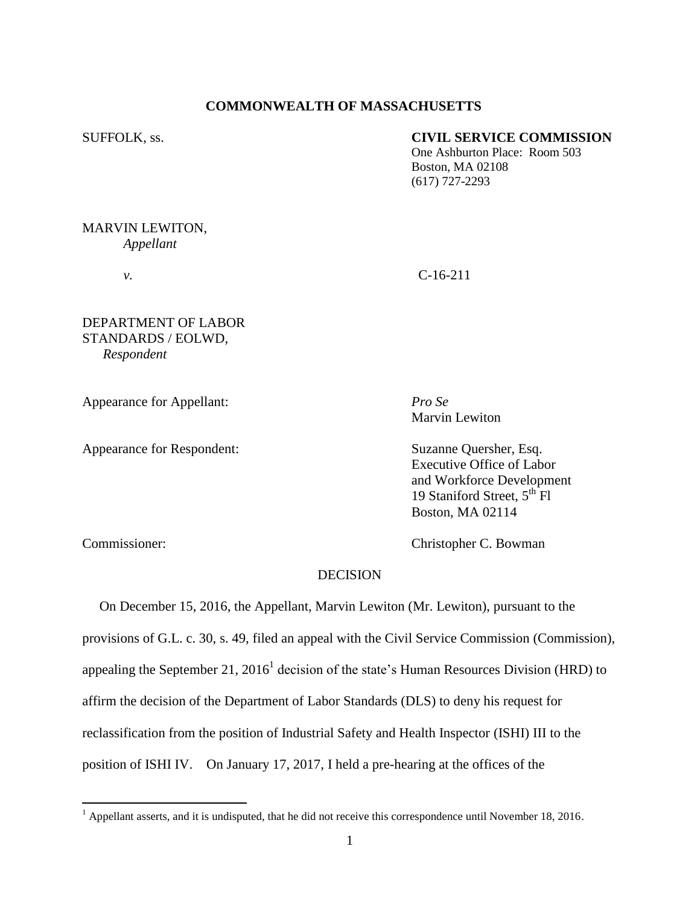**COMMONWEALTH OF MASSACHUSETTS**

SUFFOLK, ss.

**CIVIL SERVICE COMMISSION**
One Ashburton Place: Room 503
Boston, MA 02108
(617) 727-2293

MARVIN LEWITON,
*Appellant*

*v.* C-16-211

DEPARTMENT OF LABOR STANDARDS / EOLWD,
*Respondent*

Appearance for Appellant: *Pro Se*
Marvin Lewiton

Appearance for Respondent: Suzanne Quersher, Esq.
Executive Office of Labor and Workforce Development
19 Staniford Street, 5th Fl
Boston, MA 02114

Commissioner: Christopher C. Bowman

DECISION

On December 15, 2016, the Appellant, Marvin Lewiton (Mr. Lewiton), pursuant to the provisions of G.L. c. 30, s. 49, filed an appeal with the Civil Service Commission (Commission), appealing the September 21, 2016[1] decision of the state's Human Resources Division (HRD) to affirm the decision of the Department of Labor Standards (DLS) to deny his request for reclassification from the position of Industrial Safety and Health Inspector (ISHI) III to the position of ISHI IV. On January 17, 2017, I held a pre-hearing at the offices of the

[1] Appellant asserts, and it is undisputed, that he did not receive this correspondence until November 18, 2016.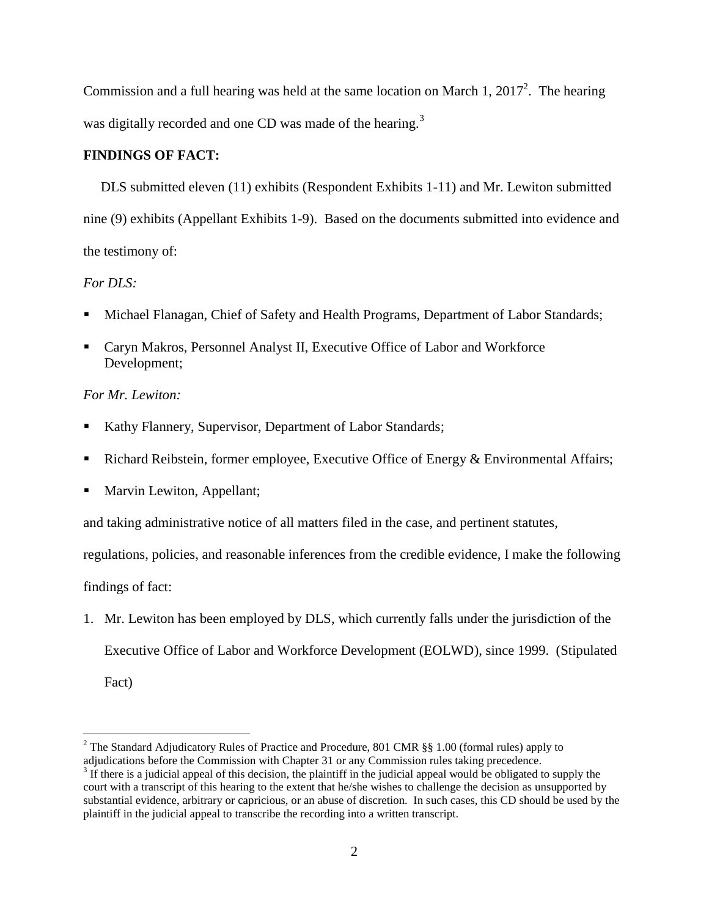Commission and a full hearing was held at the same location on March 1, 2017[2]. The hearing was digitally recorded and one CD was made of the hearing.[3]

**FINDINGS OF FACT:**

DLS submitted eleven (11) exhibits (Respondent Exhibits 1-11) and Mr. Lewiton submitted nine (9) exhibits (Appellant Exhibits 1-9). Based on the documents submitted into evidence and the testimony of:

*For DLS:*

- Michael Flanagan, Chief of Safety and Health Programs, Department of Labor Standards;
- Caryn Makros, Personnel Analyst II, Executive Office of Labor and Workforce Development;

*For Mr. Lewiton:*

- Kathy Flannery, Supervisor, Department of Labor Standards;
- Richard Reibstein, former employee, Executive Office of Energy & Environmental Affairs;
- Marvin Lewiton, Appellant;

and taking administrative notice of all matters filed in the case, and pertinent statutes, regulations, policies, and reasonable inferences from the credible evidence, I make the following findings of fact:

1. Mr. Lewiton has been employed by DLS, which currently falls under the jurisdiction of the Executive Office of Labor and Workforce Development (EOLWD), since 1999. (Stipulated Fact)

---

[2] The Standard Adjudicatory Rules of Practice and Procedure, 801 CMR §§ 1.00 (formal rules) apply to adjudications before the Commission with Chapter 31 or any Commission rules taking precedence.

[3] If there is a judicial appeal of this decision, the plaintiff in the judicial appeal would be obligated to supply the court with a transcript of this hearing to the extent that he/she wishes to challenge the decision as unsupported by substantial evidence, arbitrary or capricious, or an abuse of discretion. In such cases, this CD should be used by the plaintiff in the judicial appeal to transcribe the recording into a written transcript.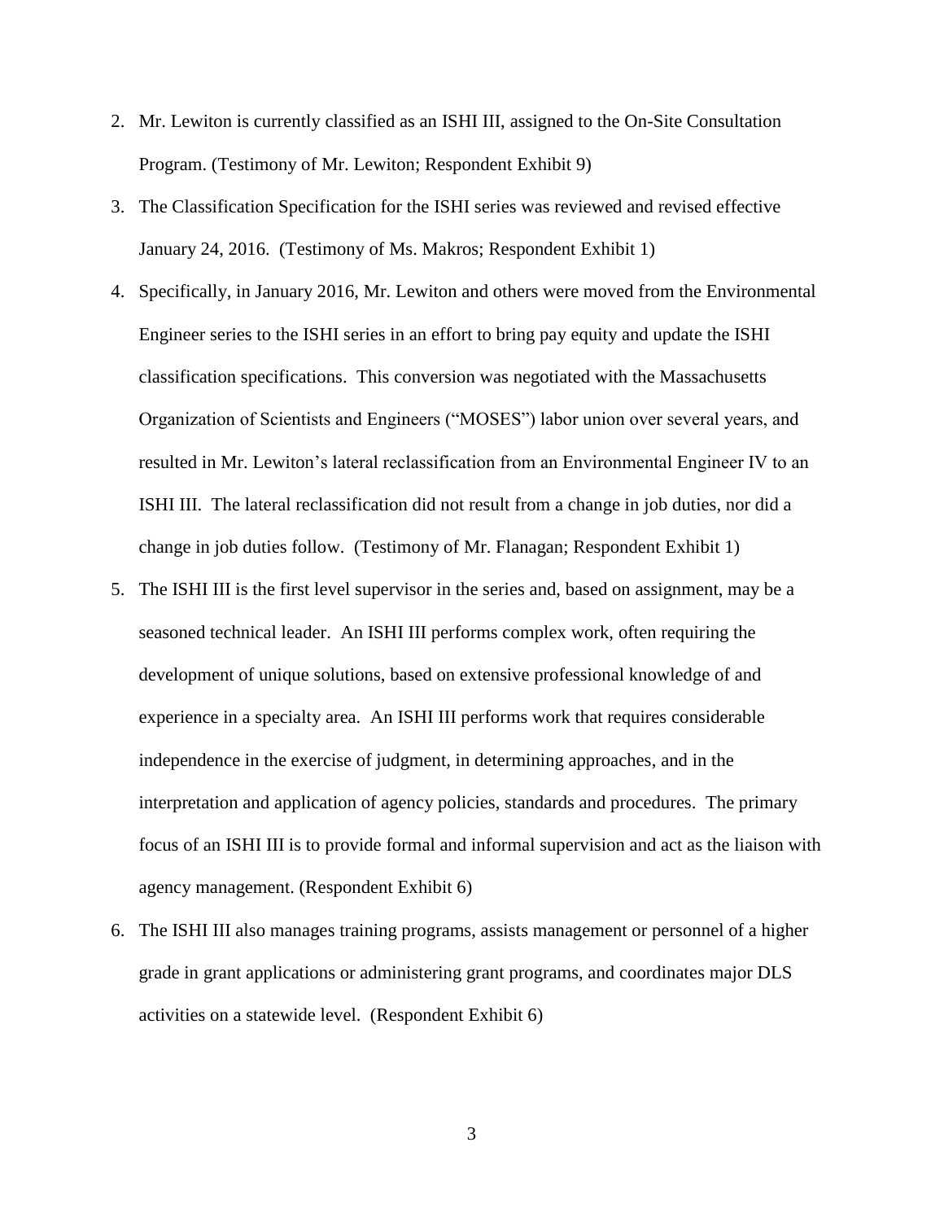2. Mr. Lewiton is currently classified as an ISHI III, assigned to the On-Site Consultation Program. (Testimony of Mr. Lewiton; Respondent Exhibit 9)
3. The Classification Specification for the ISHI series was reviewed and revised effective January 24, 2016. (Testimony of Ms. Makros; Respondent Exhibit 1)
4. Specifically, in January 2016, Mr. Lewiton and others were moved from the Environmental Engineer series to the ISHI series in an effort to bring pay equity and update the ISHI classification specifications. This conversion was negotiated with the Massachusetts Organization of Scientists and Engineers ("MOSES") labor union over several years, and resulted in Mr. Lewiton's lateral reclassification from an Environmental Engineer IV to an ISHI III. The lateral reclassification did not result from a change in job duties, nor did a change in job duties follow. (Testimony of Mr. Flanagan; Respondent Exhibit 1)
5. The ISHI III is the first level supervisor in the series and, based on assignment, may be a seasoned technical leader. An ISHI III performs complex work, often requiring the development of unique solutions, based on extensive professional knowledge of and experience in a specialty area. An ISHI III performs work that requires considerable independence in the exercise of judgment, in determining approaches, and in the interpretation and application of agency policies, standards and procedures. The primary focus of an ISHI III is to provide formal and informal supervision and act as the liaison with agency management. (Respondent Exhibit 6)
6. The ISHI III also manages training programs, assists management or personnel of a higher grade in grant applications or administering grant programs, and coordinates major DLS activities on a statewide level. (Respondent Exhibit 6)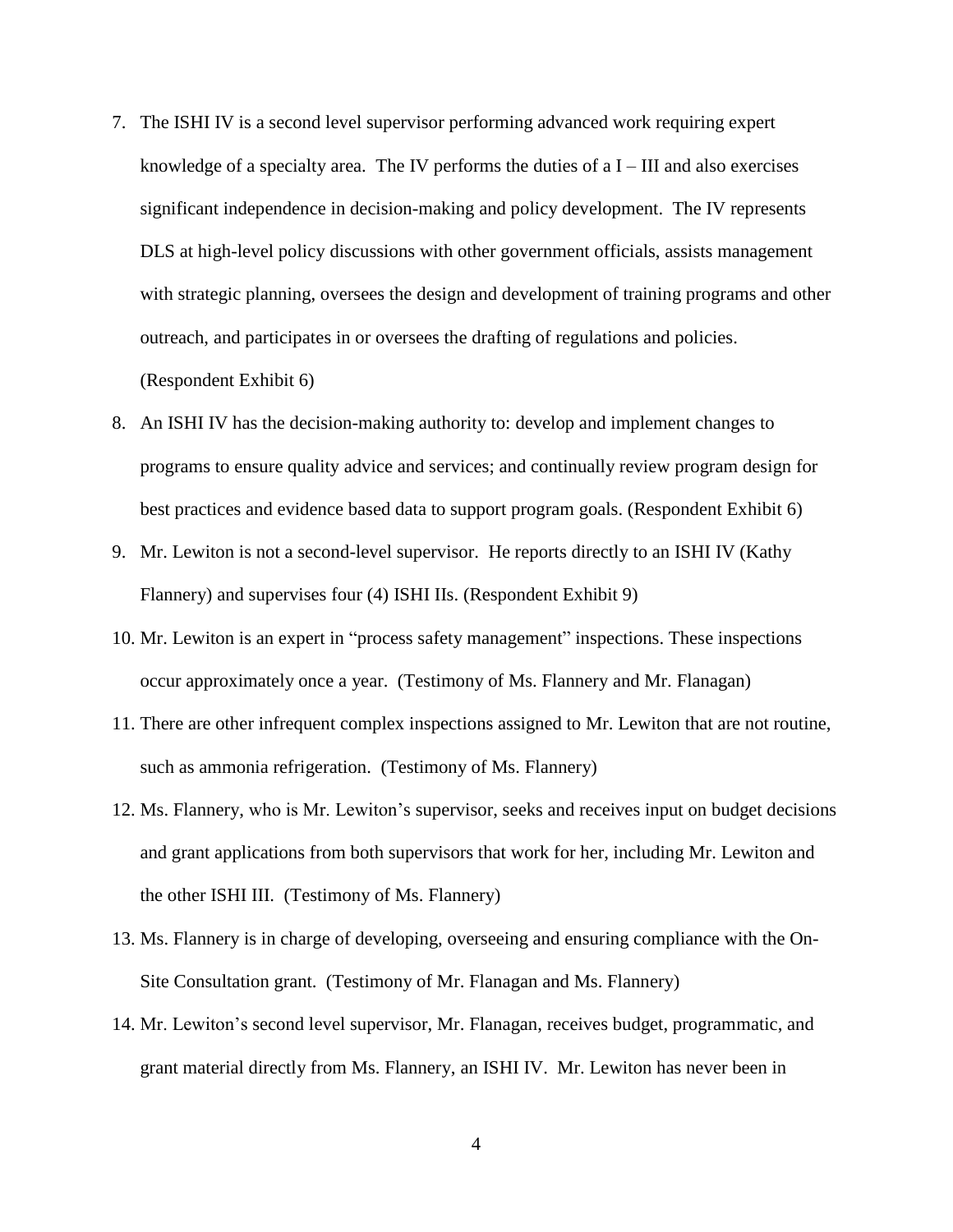7. The ISHI IV is a second level supervisor performing advanced work requiring expert knowledge of a specialty area. The IV performs the duties of a I – III and also exercises significant independence in decision-making and policy development. The IV represents DLS at high-level policy discussions with other government officials, assists management with strategic planning, oversees the design and development of training programs and other outreach, and participates in or oversees the drafting of regulations and policies. (Respondent Exhibit 6)
8. An ISHI IV has the decision-making authority to: develop and implement changes to programs to ensure quality advice and services; and continually review program design for best practices and evidence based data to support program goals. (Respondent Exhibit 6)
9. Mr. Lewiton is not a second-level supervisor. He reports directly to an ISHI IV (Kathy Flannery) and supervises four (4) ISHI IIs. (Respondent Exhibit 9)
10. Mr. Lewiton is an expert in "process safety management" inspections. These inspections occur approximately once a year. (Testimony of Ms. Flannery and Mr. Flanagan)
11. There are other infrequent complex inspections assigned to Mr. Lewiton that are not routine, such as ammonia refrigeration. (Testimony of Ms. Flannery)
12. Ms. Flannery, who is Mr. Lewiton's supervisor, seeks and receives input on budget decisions and grant applications from both supervisors that work for her, including Mr. Lewiton and the other ISHI III. (Testimony of Ms. Flannery)
13. Ms. Flannery is in charge of developing, overseeing and ensuring compliance with the On-Site Consultation grant. (Testimony of Mr. Flanagan and Ms. Flannery)
14. Mr. Lewiton's second level supervisor, Mr. Flanagan, receives budget, programmatic, and grant material directly from Ms. Flannery, an ISHI IV. Mr. Lewiton has never been in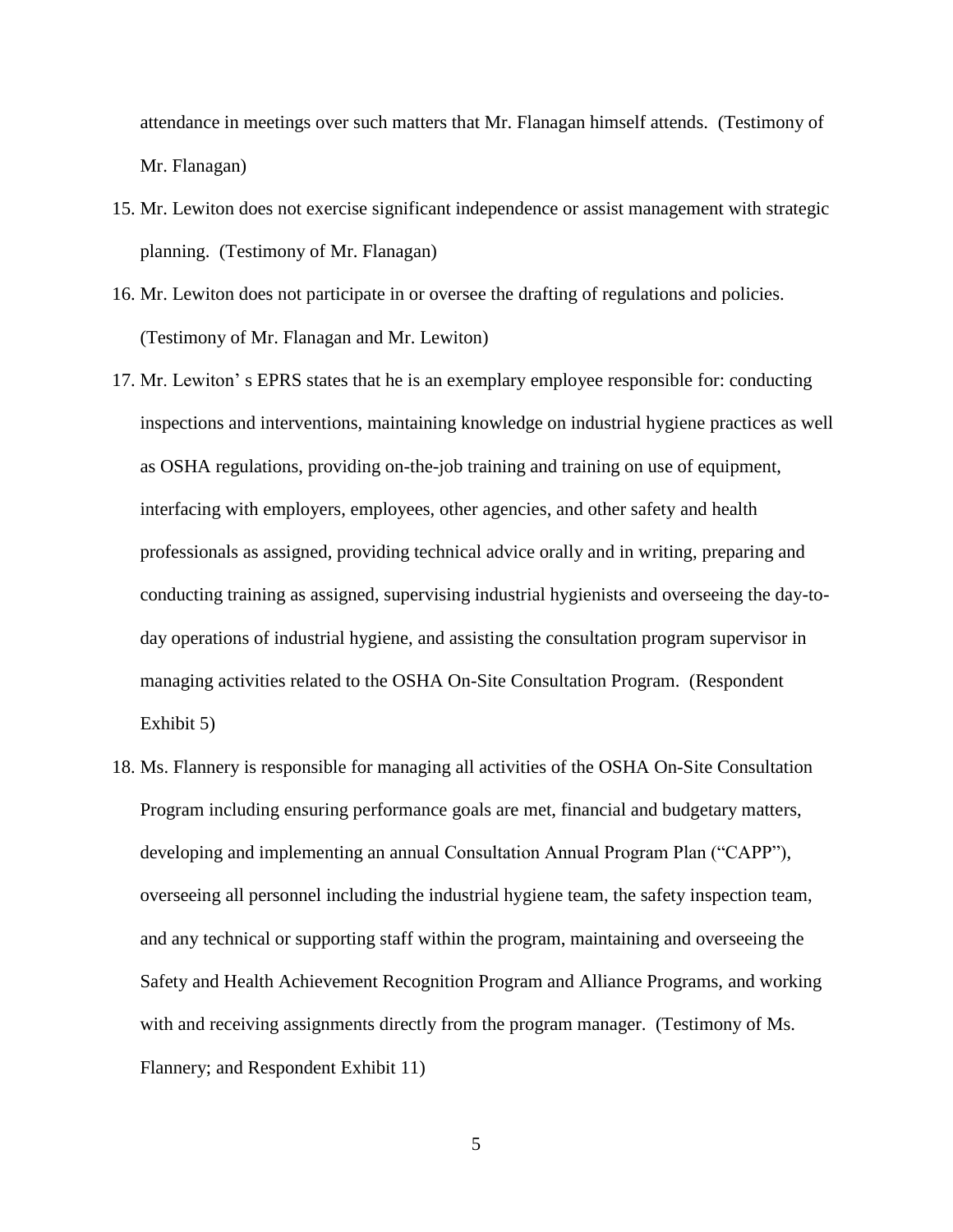attendance in meetings over such matters that Mr. Flanagan himself attends. (Testimony of Mr. Flanagan)

15. Mr. Lewiton does not exercise significant independence or assist management with strategic planning. (Testimony of Mr. Flanagan)
16. Mr. Lewiton does not participate in or oversee the drafting of regulations and policies. (Testimony of Mr. Flanagan and Mr. Lewiton)
17. Mr. Lewiton' s EPRS states that he is an exemplary employee responsible for: conducting inspections and interventions, maintaining knowledge on industrial hygiene practices as well as OSHA regulations, providing on-the-job training and training on use of equipment, interfacing with employers, employees, other agencies, and other safety and health professionals as assigned, providing technical advice orally and in writing, preparing and conducting training as assigned, supervising industrial hygienists and overseeing the day-to-day operations of industrial hygiene, and assisting the consultation program supervisor in managing activities related to the OSHA On-Site Consultation Program. (Respondent Exhibit 5)
18. Ms. Flannery is responsible for managing all activities of the OSHA On-Site Consultation Program including ensuring performance goals are met, financial and budgetary matters, developing and implementing an annual Consultation Annual Program Plan ("CAPP"), overseeing all personnel including the industrial hygiene team, the safety inspection team, and any technical or supporting staff within the program, maintaining and overseeing the Safety and Health Achievement Recognition Program and Alliance Programs, and working with and receiving assignments directly from the program manager. (Testimony of Ms. Flannery; and Respondent Exhibit 11)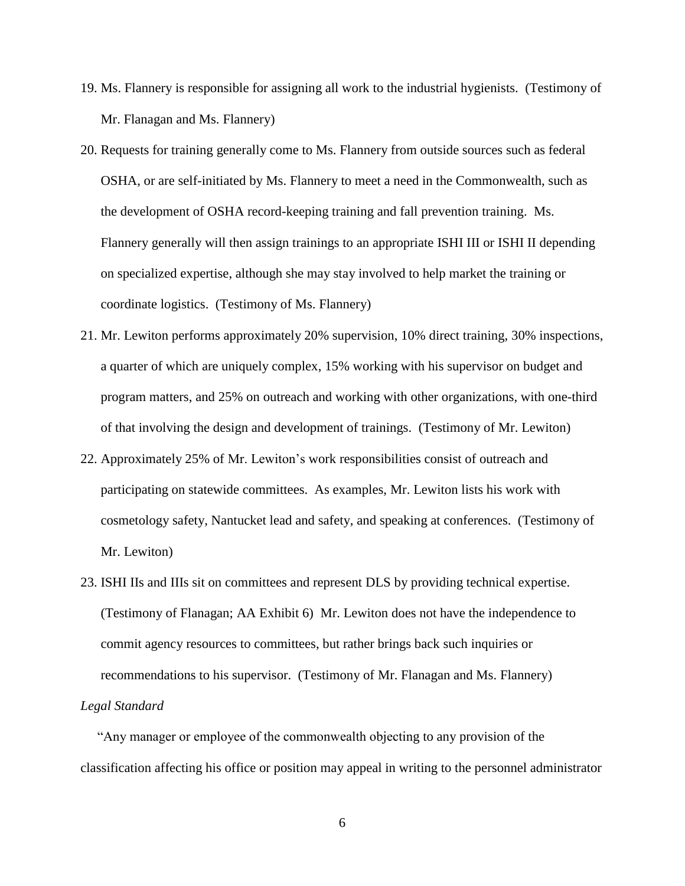19. Ms. Flannery is responsible for assigning all work to the industrial hygienists. (Testimony of Mr. Flanagan and Ms. Flannery)
20. Requests for training generally come to Ms. Flannery from outside sources such as federal OSHA, or are self-initiated by Ms. Flannery to meet a need in the Commonwealth, such as the development of OSHA record-keeping training and fall prevention training. Ms. Flannery generally will then assign trainings to an appropriate ISHI III or ISHI II depending on specialized expertise, although she may stay involved to help market the training or coordinate logistics. (Testimony of Ms. Flannery)
21. Mr. Lewiton performs approximately 20% supervision, 10% direct training, 30% inspections, a quarter of which are uniquely complex, 15% working with his supervisor on budget and program matters, and 25% on outreach and working with other organizations, with one-third of that involving the design and development of trainings. (Testimony of Mr. Lewiton)
22. Approximately 25% of Mr. Lewiton's work responsibilities consist of outreach and participating on statewide committees. As examples, Mr. Lewiton lists his work with cosmetology safety, Nantucket lead and safety, and speaking at conferences. (Testimony of Mr. Lewiton)
23. ISHI IIs and IIIs sit on committees and represent DLS by providing technical expertise. (Testimony of Flanagan; AA Exhibit 6) Mr. Lewiton does not have the independence to commit agency resources to committees, but rather brings back such inquiries or recommendations to his supervisor. (Testimony of Mr. Flanagan and Ms. Flannery)

*Legal Standard*

"Any manager or employee of the commonwealth objecting to any provision of the classification affecting his office or position may appeal in writing to the personnel administrator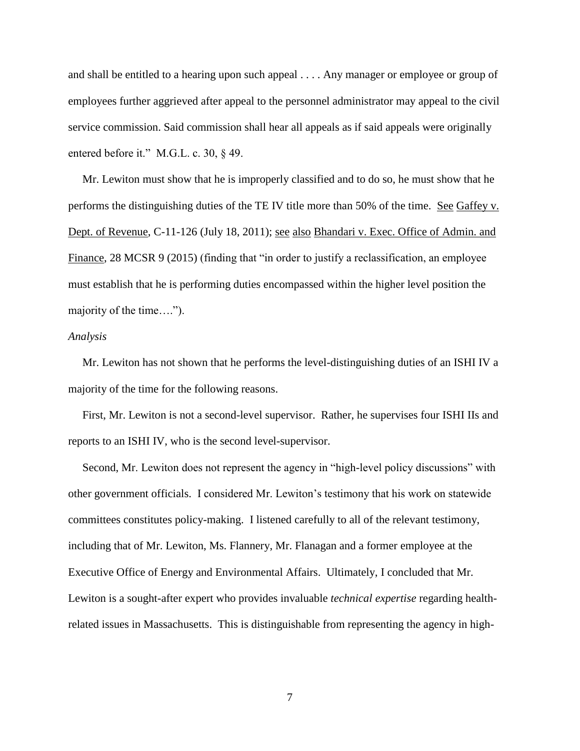and shall be entitled to a hearing upon such appeal . . . . Any manager or employee or group of employees further aggrieved after appeal to the personnel administrator may appeal to the civil service commission. Said commission shall hear all appeals as if said appeals were originally entered before it." M.G.L. c. 30, § 49.

Mr. Lewiton must show that he is improperly classified and to do so, he must show that he performs the distinguishing duties of the TE IV title more than 50% of the time. See Gaffey v. Dept. of Revenue, C-11-126 (July 18, 2011); see also Bhandari v. Exec. Office of Admin. and Finance, 28 MCSR 9 (2015) (finding that "in order to justify a reclassification, an employee must establish that he is performing duties encompassed within the higher level position the majority of the time….").

*Analysis*

Mr. Lewiton has not shown that he performs the level-distinguishing duties of an ISHI IV a majority of the time for the following reasons.

First, Mr. Lewiton is not a second-level supervisor. Rather, he supervises four ISHI IIs and reports to an ISHI IV, who is the second level-supervisor.

Second, Mr. Lewiton does not represent the agency in "high-level policy discussions" with other government officials. I considered Mr. Lewiton's testimony that his work on statewide committees constitutes policy-making. I listened carefully to all of the relevant testimony, including that of Mr. Lewiton, Ms. Flannery, Mr. Flanagan and a former employee at the Executive Office of Energy and Environmental Affairs. Ultimately, I concluded that Mr. Lewiton is a sought-after expert who provides invaluable *technical expertise* regarding health-related issues in Massachusetts. This is distinguishable from representing the agency in high-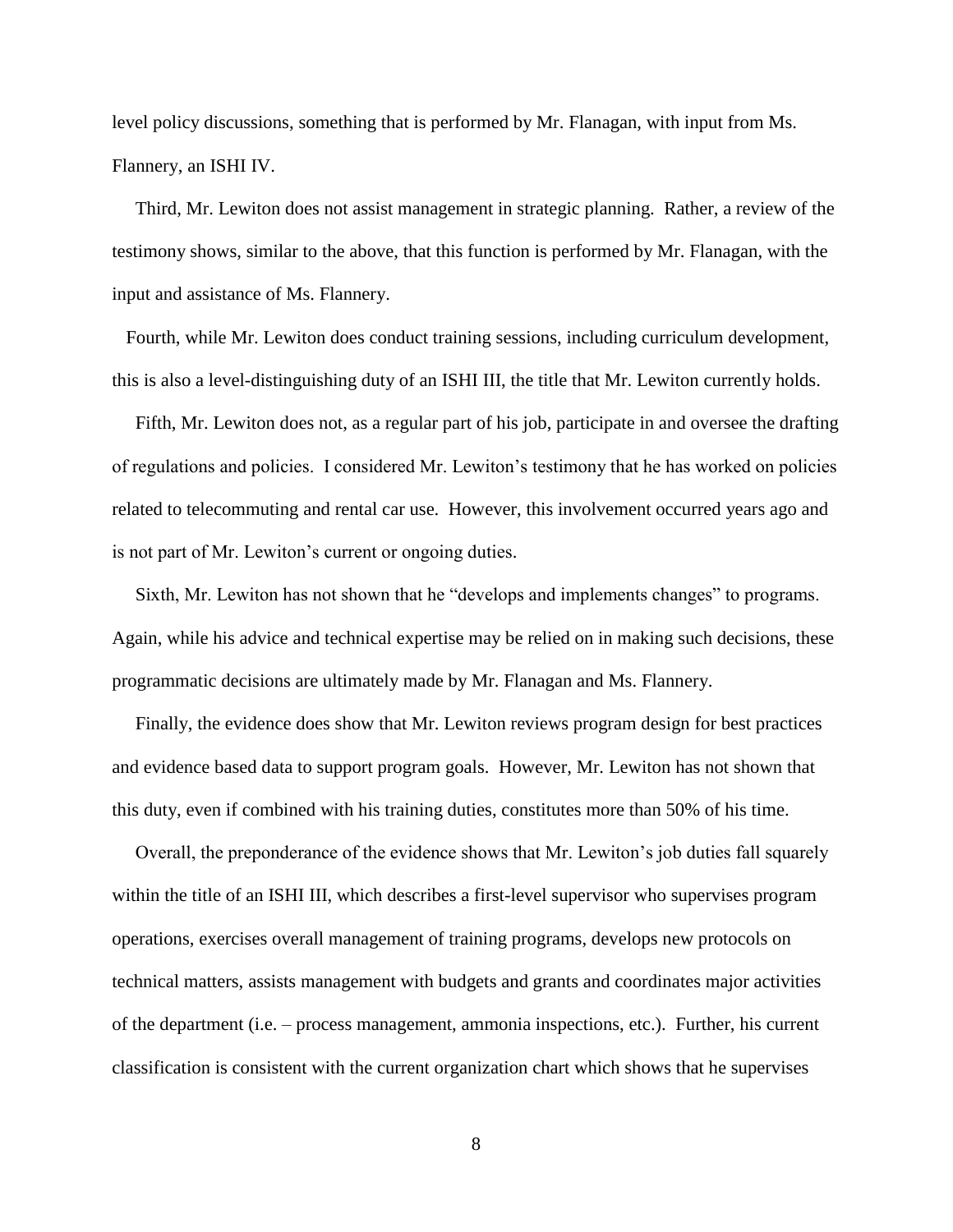level policy discussions, something that is performed by Mr. Flanagan, with input from Ms. Flannery, an ISHI IV.

Third, Mr. Lewiton does not assist management in strategic planning. Rather, a review of the testimony shows, similar to the above, that this function is performed by Mr. Flanagan, with the input and assistance of Ms. Flannery.

Fourth, while Mr. Lewiton does conduct training sessions, including curriculum development, this is also a level-distinguishing duty of an ISHI III, the title that Mr. Lewiton currently holds.

Fifth, Mr. Lewiton does not, as a regular part of his job, participate in and oversee the drafting of regulations and policies. I considered Mr. Lewiton's testimony that he has worked on policies related to telecommuting and rental car use. However, this involvement occurred years ago and is not part of Mr. Lewiton's current or ongoing duties.

Sixth, Mr. Lewiton has not shown that he "develops and implements changes" to programs. Again, while his advice and technical expertise may be relied on in making such decisions, these programmatic decisions are ultimately made by Mr. Flanagan and Ms. Flannery.

Finally, the evidence does show that Mr. Lewiton reviews program design for best practices and evidence based data to support program goals. However, Mr. Lewiton has not shown that this duty, even if combined with his training duties, constitutes more than 50% of his time.

Overall, the preponderance of the evidence shows that Mr. Lewiton's job duties fall squarely within the title of an ISHI III, which describes a first-level supervisor who supervises program operations, exercises overall management of training programs, develops new protocols on technical matters, assists management with budgets and grants and coordinates major activities of the department (i.e. – process management, ammonia inspections, etc.). Further, his current classification is consistent with the current organization chart which shows that he supervises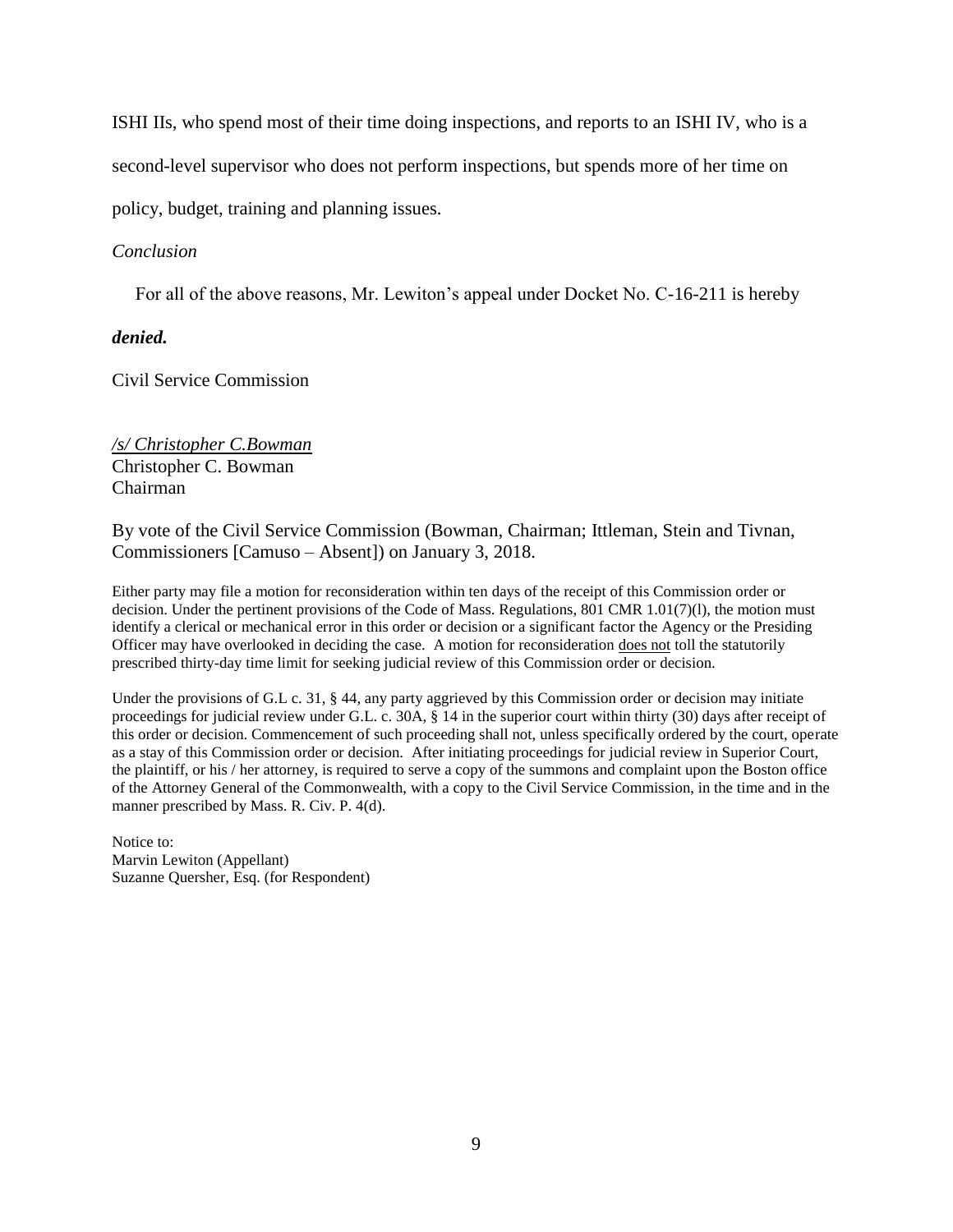ISHI IIs, who spend most of their time doing inspections, and reports to an ISHI IV, who is a second-level supervisor who does not perform inspections, but spends more of her time on policy, budget, training and planning issues.

*Conclusion*

For all of the above reasons, Mr. Lewiton's appeal under Docket No. C-16-211 is hereby ***denied.***

Civil Service Commission

*/s/ Christopher C.Bowman*
Christopher C. Bowman
Chairman

By vote of the Civil Service Commission (Bowman, Chairman; Ittleman, Stein and Tivnan, Commissioners [Camuso – Absent]) on January 3, 2018.

Either party may file a motion for reconsideration within ten days of the receipt of this Commission order or decision. Under the pertinent provisions of the Code of Mass. Regulations, 801 CMR 1.01(7)(l), the motion must identify a clerical or mechanical error in this order or decision or a significant factor the Agency or the Presiding Officer may have overlooked in deciding the case. A motion for reconsideration does not toll the statutorily prescribed thirty-day time limit for seeking judicial review of this Commission order or decision.

Under the provisions of G.L c. 31, § 44, any party aggrieved by this Commission order or decision may initiate proceedings for judicial review under G.L. c. 30A, § 14 in the superior court within thirty (30) days after receipt of this order or decision. Commencement of such proceeding shall not, unless specifically ordered by the court, operate as a stay of this Commission order or decision. After initiating proceedings for judicial review in Superior Court, the plaintiff, or his / her attorney, is required to serve a copy of the summons and complaint upon the Boston office of the Attorney General of the Commonwealth, with a copy to the Civil Service Commission, in the time and in the manner prescribed by Mass. R. Civ. P. 4(d).

Notice to:
Marvin Lewiton (Appellant)
Suzanne Quersher, Esq. (for Respondent)